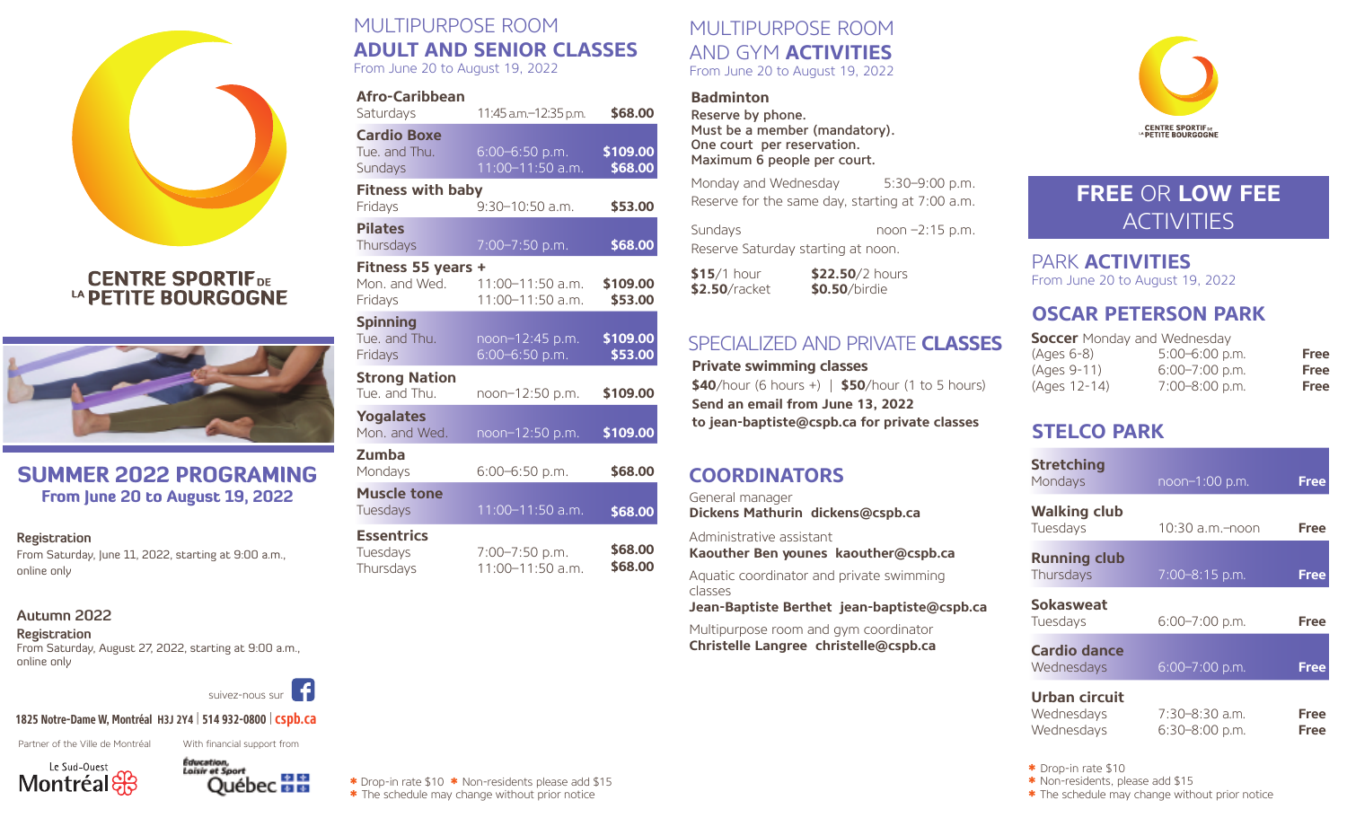# CENTRE SPORTIF DE LA PETITE BOURGOGNE

## SUMMER 2022 PROGRAMING

**From June 20 to August 19, 2022**

**Registration**
From Saturday, June 11, 2022, starting at 9:00 a.m., online only

**Autumn 2022**

**Registration**
From Saturday, August 27, 2022, starting at 9:00 a.m., online only

suivez-nous sur

**1825 Notre-Dame W, Montréal H3J 2Y4 | 514 932-0800 | cspb.ca**

Partner of the Ville de Montréal — Le Sud-Ouest Montréal

With financial support from — Éducation, Loisir et Sport Québec

## MULTIPURPOSE ROOM ADULT AND SENIOR CLASSES

From June 20 to August 19, 2022

| Class | Schedule | Price |
|---|---|---|
| **Afro-Caribbean** | | |
| Saturdays | 11:45 a.m.–12:35 p.m. | **$68.00** |
| **Cardio Boxe** | | |
| Tue. and Thu. | 6:00–6:50 p.m. | **$109.00** |
| Sundays | 11:00–11:50 a.m. | **$68.00** |
| **Fitness with baby** | | |
| Fridays | 9:30–10:50 a.m. | **$53.00** |
| **Pilates** | | |
| Thursdays | 7:00–7:50 p.m. | **$68.00** |
| **Fitness 55 years +** | | |
| Mon. and Wed. | 11:00–11:50 a.m. | **$109.00** |
| Fridays | 11:00–11:50 a.m. | **$53.00** |
| **Spinning** | | |
| Tue. and Thu. | noon–12:45 p.m. | **$109.00** |
| Fridays | 6:00–6:50 p.m. | **$53.00** |
| **Strong Nation** | | |
| Tue. and Thu. | noon–12:50 p.m. | **$109.00** |
| **Yogalates** | | |
| Mon. and Wed. | noon–12:50 p.m. | **$109.00** |
| **Zumba** | | |
| Mondays | 6:00–6:50 p.m. | **$68.00** |
| **Muscle tone** | | |
| Tuesdays | 11:00–11:50 a.m. | **$68.00** |
| **Essentrics** | | |
| Tuesdays | 7:00–7:50 p.m. | **$68.00** |
| Thursdays | 11:00–11:50 a.m. | **$68.00** |

* Drop-in rate $10 * Non-residents please add $15
* The schedule may change without prior notice

## MULTIPURPOSE ROOM AND GYM ACTIVITIES

From June 20 to August 19, 2022

**Badminton**
**Reserve by phone.**
**Must be a member (mandatory).**
**One court per reservation.**
**Maximum 6 people per court.**

Monday and Wednesday 5:30–9:00 p.m.
Reserve for the same day, starting at 7:00 a.m.

Sundays noon –2:15 p.m.
Reserve Saturday starting at noon.

**$15**/1 hour — **$22.50**/2 hours
**$2.50**/racket — **$0.50**/birdie

## SPECIALIZED AND PRIVATE CLASSES

**Private swimming classes**
**$40**/hour (6 hours +) | **$50**/hour (1 to 5 hours)
**Send an email from June 13, 2022**
**to jean-baptiste@cspb.ca for private classes**

## COORDINATORS

General manager
**Dickens Mathurin dickens@cspb.ca**

Administrative assistant
**Kaouther Ben younes kaouther@cspb.ca**

Aquatic coordinator and private swimming classes
**Jean-Baptiste Berthet jean-baptiste@cspb.ca**

Multipurpose room and gym coordinator
**Christelle Langree christelle@cspb.ca**

## FREE OR LOW FEE ACTIVITIES

### PARK ACTIVITIES

From June 20 to August 19, 2022

### OSCAR PETERSON PARK

**Soccer** Monday and Wednesday

| Ages | Schedule | Price |
|---|---|---|
| (Ages 6-8) | 5:00–6:00 p.m. | **Free** |
| (Ages 9-11) | 6:00–7:00 p.m. | **Free** |
| (Ages 12-14) | 7:00–8:00 p.m. | **Free** |

### STELCO PARK

| Activity | Schedule | Price |
|---|---|---|
| **Stretching** | | |
| Mondays | noon–1:00 p.m. | **Free** |
| **Walking club** | | |
| Tuesdays | 10:30 a.m.–noon | **Free** |
| **Running club** | | |
| Thursdays | 7:00–8:15 p.m. | **Free** |
| **Sokasweat** | | |
| Tuesdays | 6:00–7:00 p.m. | **Free** |
| **Cardio dance** | | |
| Wednesdays | 6:00–7:00 p.m. | **Free** |
| **Urban circuit** | | |
| Wednesdays | 7:30–8:30 a.m. | **Free** |
| Wednesdays | 6:30–8:00 p.m. | **Free** |

* Drop-in rate $10
* Non-residents, please add $15
* The schedule may change without prior notice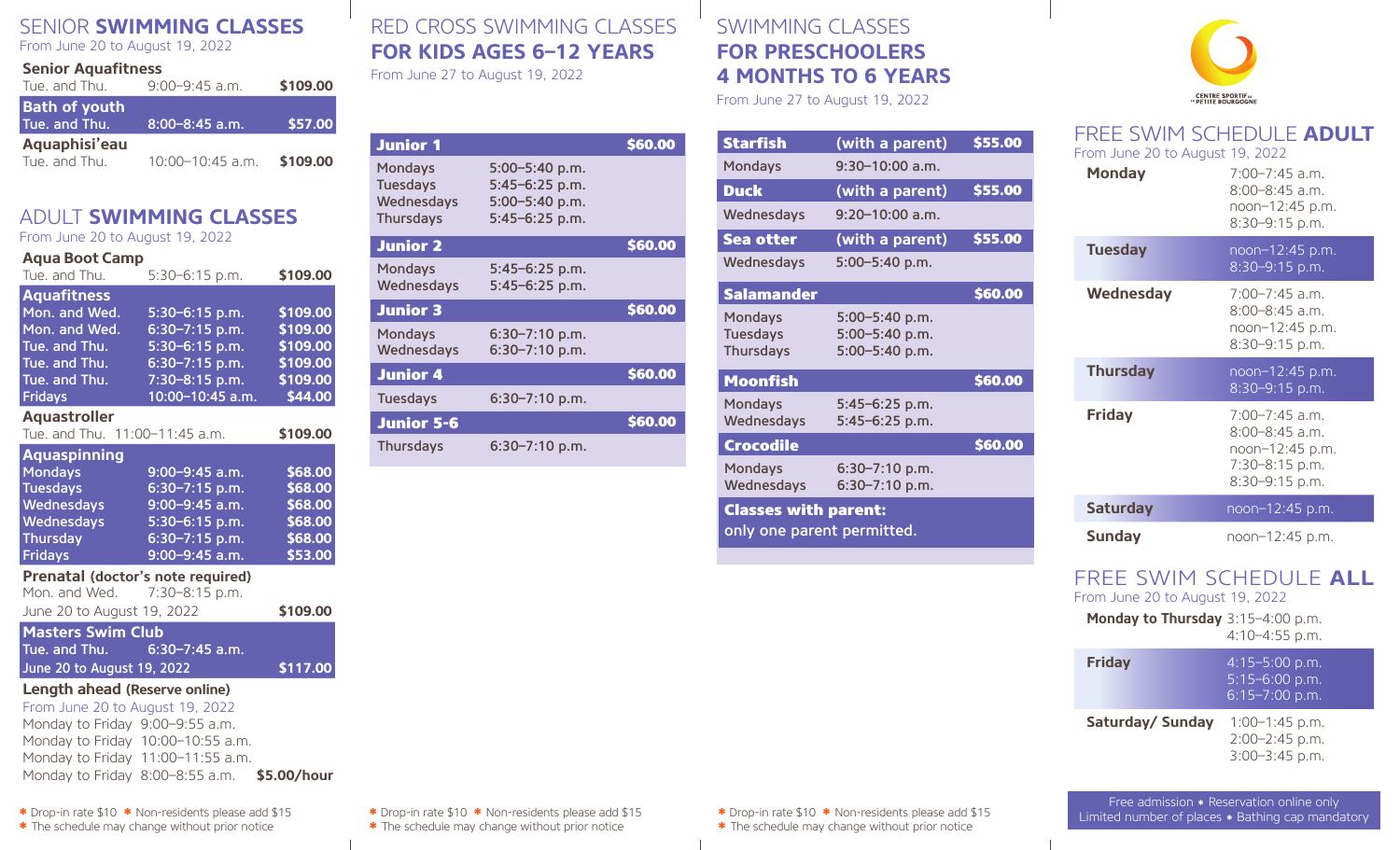# SENIOR **SWIMMING CLASSES**

From June 20 to August 19, 2022

| | | |
|---|---|---|
| **Senior Aquafitness** | | |
| Tue. and Thu. | 9:00–9:45 a.m. | **$109.00** |
| **Bath of youth** | | |
| Tue. and Thu. | 8:00–8:45 a.m. | **$57.00** |
| **Aquaphisi'eau** | | |
| Tue. and Thu. | 10:00–10:45 a.m. | **$109.00** |

# ADULT **SWIMMING CLASSES**

From June 20 to August 19, 2022

| | | |
|---|---|---|
| **Aqua Boot Camp** | | |
| Tue. and Thu. | 5:30–6:15 p.m. | **$109.00** |
| **Aquafitness** | | |
| Mon. and Wed. | 5:30–6:15 p.m. | $109.00 |
| Mon. and Wed. | 6:30–7:15 p.m. | $109.00 |
| Tue. and Thu. | 5:30–6:15 p.m. | $109.00 |
| Tue. and Thu. | 6:30–7:15 p.m. | $109.00 |
| Tue. and Thu. | 7:30–8:15 p.m. | $109.00 |
| Fridays | 10:00–10:45 a.m. | $44.00 |
| **Aquastroller** | | |
| Tue. and Thu. | 11:00–11:45 a.m. | **$109.00** |
| **Aquaspinning** | | |
| Mondays | 9:00–9:45 a.m. | $68.00 |
| Tuesdays | 6:30–7:15 p.m. | $68.00 |
| Wednesdays | 9:00–9:45 a.m. | $68.00 |
| Wednesdays | 5:30–6:15 p.m. | $68.00 |
| Thursday | 6:30–7:15 p.m. | $68.00 |
| Fridays | 9:00–9:45 a.m. | $53.00 |
| **Prenatal (doctor's note required)** | | |
| Mon. and Wed. | 7:30–8:15 p.m. | |
| June 20 to August 19, 2022 | | **$109.00** |
| **Masters Swim Club** | | |
| Tue. and Thu. | 6:30–7:45 a.m. | |
| June 20 to August 19, 2022 | | **$117.00** |

**Length ahead (Reserve online)**

From June 20 to August 19, 2022

| | | |
|---|---|---|
| Monday to Friday | 9:00–9:55 a.m. | |
| Monday to Friday | 10:00–10:55 a.m. | |
| Monday to Friday | 11:00–11:55 a.m. | |
| Monday to Friday | 8:00–8:55 a.m. | **$5.00/hour** |

* Drop-in rate $10 * Non-residents please add $15
* The schedule may change without prior notice

# RED CROSS SWIMMING CLASSES **FOR KIDS AGES 6–12 YEARS**

From June 27 to August 19, 2022

| | | |
|---|---|---|
| **Junior 1** | | **$60.00** |
| Mondays | 5:00–5:40 p.m. | |
| Tuesdays | 5:45–6:25 p.m. | |
| Wednesdays | 5:00–5:40 p.m. | |
| Thursdays | 5:45–6:25 p.m. | |
| **Junior 2** | | **$60.00** |
| Mondays | 5:45–6:25 p.m. | |
| Wednesdays | 5:45–6:25 p.m. | |
| **Junior 3** | | **$60.00** |
| Mondays | 6:30–7:10 p.m. | |
| Wednesdays | 6:30–7:10 p.m. | |
| **Junior 4** | | **$60.00** |
| Tuesdays | 6:30–7:10 p.m. | |
| **Junior 5-6** | | **$60.00** |
| Thursdays | 6:30–7:10 p.m. | |

* Drop-in rate $10 * Non-residents please add $15
* The schedule may change without prior notice

# SWIMMING CLASSES **FOR PRESCHOOLERS 4 MONTHS TO 6 YEARS**

From June 27 to August 19, 2022

| | | |
|---|---|---|
| **Starfish** | **(with a parent)** | **$55.00** |
| Mondays | 9:30–10:00 a.m. | |
| **Duck** | **(with a parent)** | **$55.00** |
| Wednesdays | 9:20–10:00 a.m. | |
| **Sea otter** | **(with a parent)** | **$55.00** |
| Wednesdays | 5:00–5:40 p.m. | |
| **Salamander** | | **$60.00** |
| Mondays | 5:00–5:40 p.m. | |
| Tuesdays | 5:00–5:40 p.m. | |
| Thursdays | 5:00–5:40 p.m. | |
| **Moonfish** | | **$60.00** |
| Mondays | 5:45–6:25 p.m. | |
| Wednesdays | 5:45–6:25 p.m. | |
| **Crocodile** | | **$60.00** |
| Mondays | 6:30–7:10 p.m. | |
| Wednesdays | 6:30–7:10 p.m. | |

**Classes with parent:**
only one parent permitted.

* Drop-in rate $10 * Non-residents please add $15
* The schedule may change without prior notice

CENTRE SPORTIF DE LA PETITE BOURGOGNE

# FREE SWIM SCHEDULE **ADULT**

From June 20 to August 19, 2022

| | |
|---|---|
| **Monday** | 7:00–7:45 a.m.<br>8:00–8:45 a.m.<br>noon–12:45 p.m.<br>8:30–9:15 p.m. |
| **Tuesday** | noon–12:45 p.m.<br>8:30–9:15 p.m. |
| **Wednesday** | 7:00–7:45 a.m.<br>8:00–8:45 a.m.<br>noon–12:45 p.m.<br>8:30–9:15 p.m. |
| **Thursday** | noon–12:45 p.m.<br>8:30–9:15 p.m. |
| **Friday** | 7:00–7:45 a.m.<br>8:00–8:45 a.m.<br>noon–12:45 p.m.<br>7:30–8:15 p.m.<br>8:30–9:15 p.m. |
| **Saturday** | noon–12:45 p.m. |
| **Sunday** | noon–12:45 p.m. |

# FREE SWIM SCHEDULE **ALL**

From June 20 to August 19, 2022

| | |
|---|---|
| **Monday to Thursday** | 3:15–4:00 p.m.<br>4:10–4:55 p.m. |
| **Friday** | 4:15–5:00 p.m.<br>5:15–6:00 p.m.<br>6:15–7:00 p.m. |
| **Saturday/ Sunday** | 1:00–1:45 p.m.<br>2:00–2:45 p.m.<br>3:00–3:45 p.m. |

Free admission * Reservation online only
Limited number of places * Bathing cap mandatory